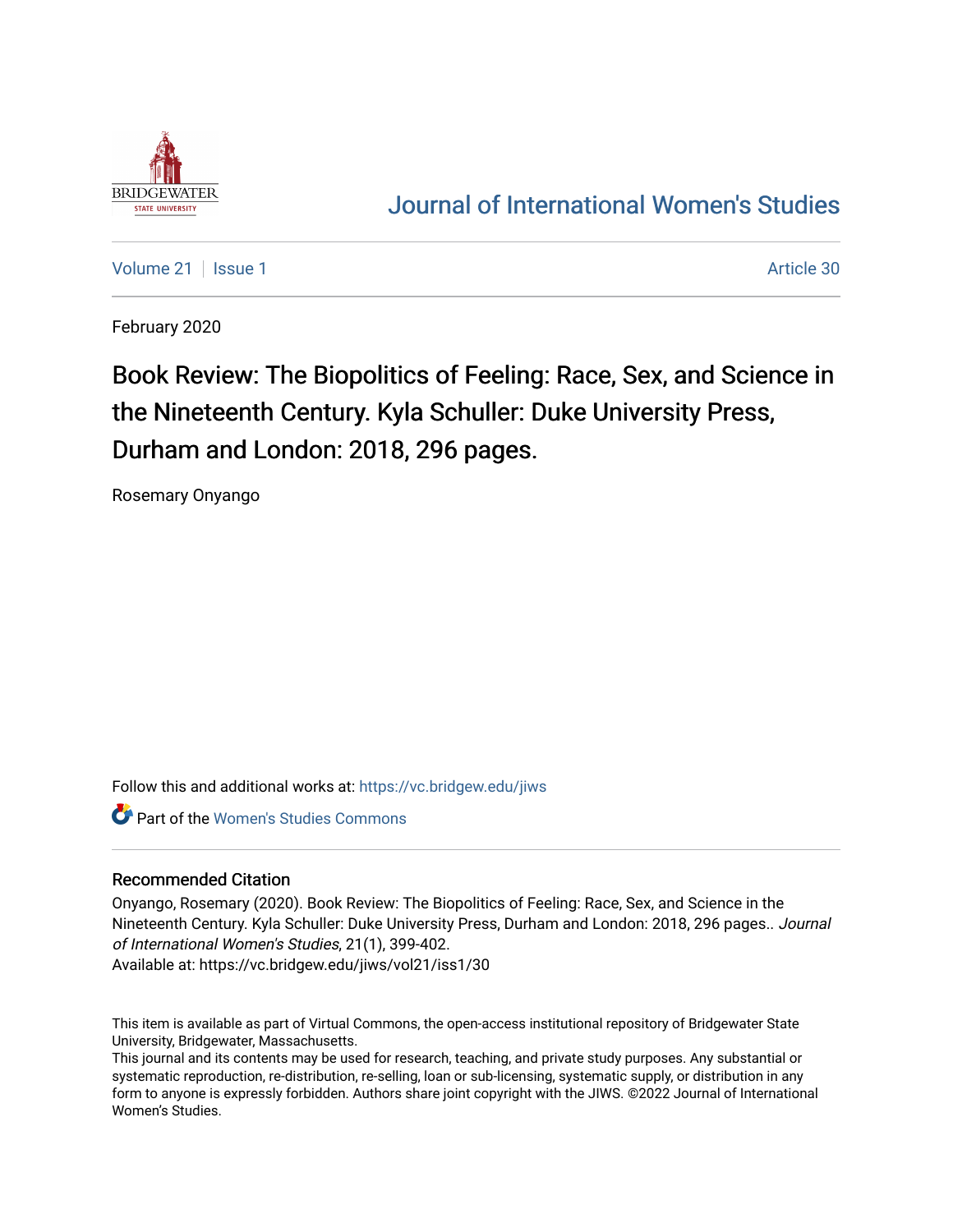# Journal of International Women's Studies

Volume 21 | Issue 1 | Article 30

February 2020

## Book Review: The Biopolitics of Feeling: Race, Sex, and Science in the Nineteenth Century. Kyla Schuller: Duke University Press, Durham and London: 2018, 296 pages.

Rosemary Onyango

Follow this and additional works at: https://vc.bridgew.edu/jiws

Part of the Women's Studies Commons

### Recommended Citation

Onyango, Rosemary (2020). Book Review: The Biopolitics of Feeling: Race, Sex, and Science in the Nineteenth Century. Kyla Schuller: Duke University Press, Durham and London: 2018, 296 pages.. *Journal of International Women's Studies*, 21(1), 399-402.
Available at: https://vc.bridgew.edu/jiws/vol21/iss1/30

This item is available as part of Virtual Commons, the open-access institutional repository of Bridgewater State University, Bridgewater, Massachusetts.
This journal and its contents may be used for research, teaching, and private study purposes. Any substantial or systematic reproduction, re-distribution, re-selling, loan or sub-licensing, systematic supply, or distribution in any form to anyone is expressly forbidden. Authors share joint copyright with the JIWS. ©2022 Journal of International Women's Studies.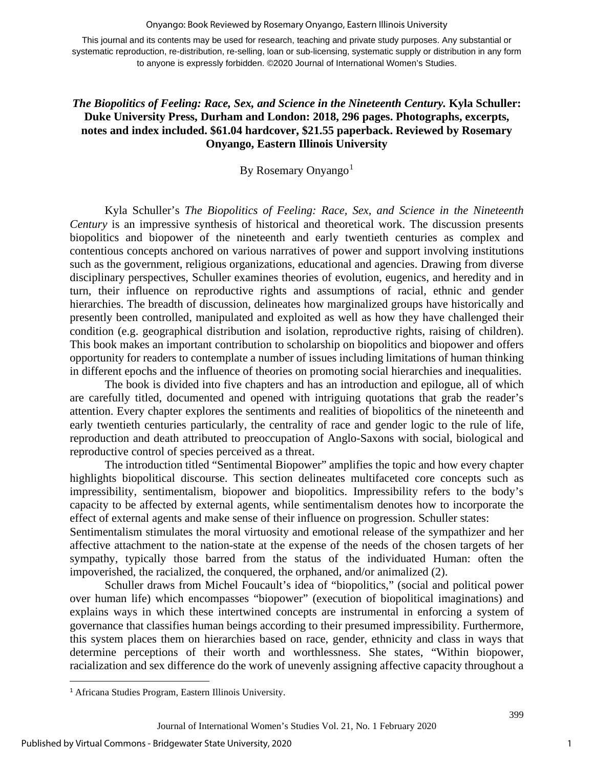This journal and its contents may be used for research, teaching and private study purposes. Any substantial or systematic reproduction, re-distribution, re-selling, loan or sub-licensing, systematic supply or distribution in any form to anyone is expressly forbidden. ©2020 Journal of International Women's Studies.

***The Biopolitics of Feeling: Race, Sex, and Science in the Nineteenth Century.*** **Kyla Schuller: Duke University Press, Durham and London: 2018, 296 pages. Photographs, excerpts, notes and index included. $61.04 hardcover, $21.55 paperback. Reviewed by Rosemary Onyango, Eastern Illinois University**

By Rosemary Onyango[1]

Kyla Schuller's *The Biopolitics of Feeling: Race, Sex, and Science in the Nineteenth Century* is an impressive synthesis of historical and theoretical work. The discussion presents biopolitics and biopower of the nineteenth and early twentieth centuries as complex and contentious concepts anchored on various narratives of power and support involving institutions such as the government, religious organizations, educational and agencies. Drawing from diverse disciplinary perspectives, Schuller examines theories of evolution, eugenics, and heredity and in turn, their influence on reproductive rights and assumptions of racial, ethnic and gender hierarchies. The breadth of discussion, delineates how marginalized groups have historically and presently been controlled, manipulated and exploited as well as how they have challenged their condition (e.g. geographical distribution and isolation, reproductive rights, raising of children). This book makes an important contribution to scholarship on biopolitics and biopower and offers opportunity for readers to contemplate a number of issues including limitations of human thinking in different epochs and the influence of theories on promoting social hierarchies and inequalities.

The book is divided into five chapters and has an introduction and epilogue, all of which are carefully titled, documented and opened with intriguing quotations that grab the reader's attention. Every chapter explores the sentiments and realities of biopolitics of the nineteenth and early twentieth centuries particularly, the centrality of race and gender logic to the rule of life, reproduction and death attributed to preoccupation of Anglo-Saxons with social, biological and reproductive control of species perceived as a threat.

The introduction titled "Sentimental Biopower" amplifies the topic and how every chapter highlights biopolitical discourse. This section delineates multifaceted core concepts such as impressibility, sentimentalism, biopower and biopolitics. Impressibility refers to the body's capacity to be affected by external agents, while sentimentalism denotes how to incorporate the effect of external agents and make sense of their influence on progression. Schuller states:

Sentimentalism stimulates the moral virtuosity and emotional release of the sympathizer and her affective attachment to the nation-state at the expense of the needs of the chosen targets of her sympathy, typically those barred from the status of the individuated Human: often the impoverished, the racialized, the conquered, the orphaned, and/or animalized (2).

Schuller draws from Michel Foucault's idea of "biopolitics," (social and political power over human life) which encompasses "biopower" (execution of biopolitical imaginations) and explains ways in which these intertwined concepts are instrumental in enforcing a system of governance that classifies human beings according to their presumed impressibility. Furthermore, this system places them on hierarchies based on race, gender, ethnicity and class in ways that determine perceptions of their worth and worthlessness. She states, "Within biopower, racialization and sex difference do the work of unevenly assigning affective capacity throughout a

[1] Africana Studies Program, Eastern Illinois University.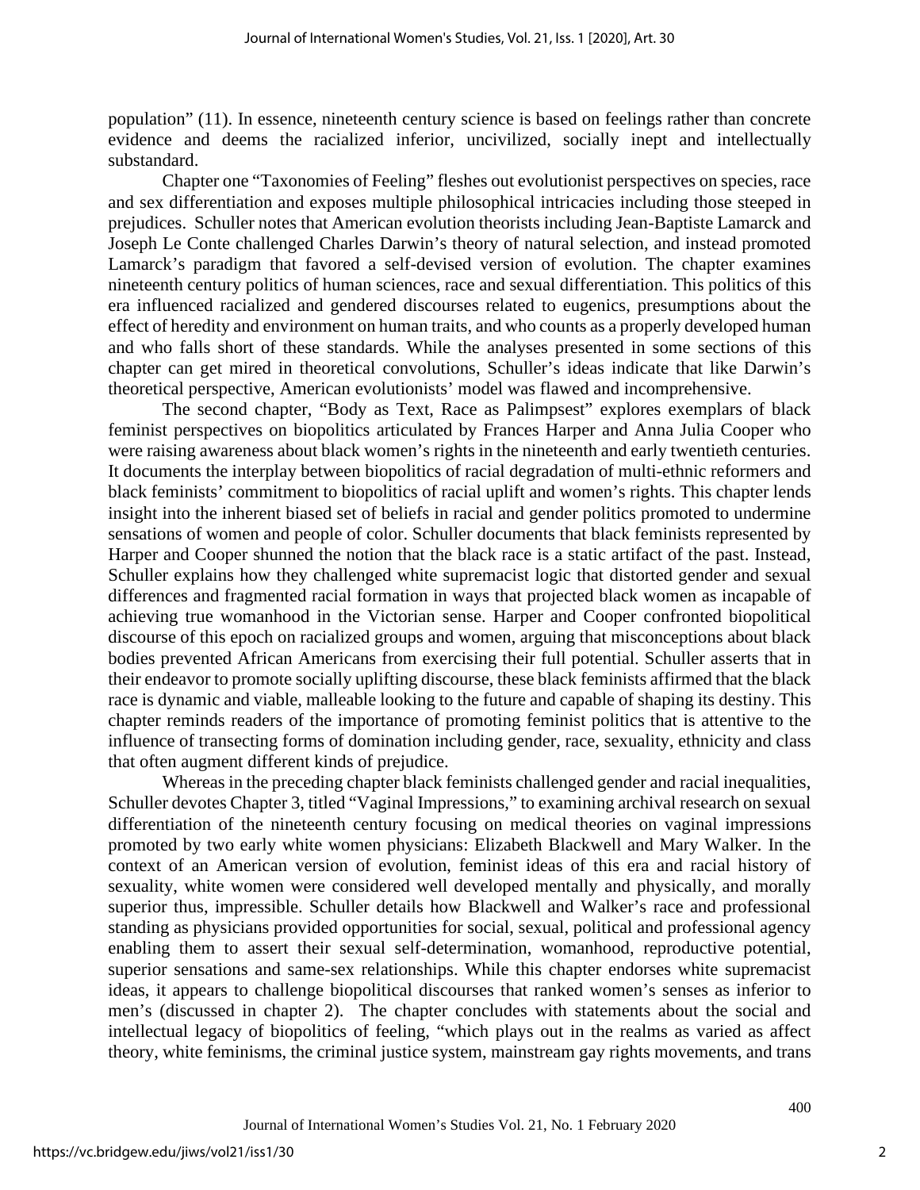population" (11). In essence, nineteenth century science is based on feelings rather than concrete evidence and deems the racialized inferior, uncivilized, socially inept and intellectually substandard.

Chapter one "Taxonomies of Feeling" fleshes out evolutionist perspectives on species, race and sex differentiation and exposes multiple philosophical intricacies including those steeped in prejudices. Schuller notes that American evolution theorists including Jean-Baptiste Lamarck and Joseph Le Conte challenged Charles Darwin's theory of natural selection, and instead promoted Lamarck's paradigm that favored a self-devised version of evolution. The chapter examines nineteenth century politics of human sciences, race and sexual differentiation. This politics of this era influenced racialized and gendered discourses related to eugenics, presumptions about the effect of heredity and environment on human traits, and who counts as a properly developed human and who falls short of these standards. While the analyses presented in some sections of this chapter can get mired in theoretical convolutions, Schuller's ideas indicate that like Darwin's theoretical perspective, American evolutionists' model was flawed and incomprehensive.

The second chapter, "Body as Text, Race as Palimpsest" explores exemplars of black feminist perspectives on biopolitics articulated by Frances Harper and Anna Julia Cooper who were raising awareness about black women's rights in the nineteenth and early twentieth centuries. It documents the interplay between biopolitics of racial degradation of multi-ethnic reformers and black feminists' commitment to biopolitics of racial uplift and women's rights. This chapter lends insight into the inherent biased set of beliefs in racial and gender politics promoted to undermine sensations of women and people of color. Schuller documents that black feminists represented by Harper and Cooper shunned the notion that the black race is a static artifact of the past. Instead, Schuller explains how they challenged white supremacist logic that distorted gender and sexual differences and fragmented racial formation in ways that projected black women as incapable of achieving true womanhood in the Victorian sense. Harper and Cooper confronted biopolitical discourse of this epoch on racialized groups and women, arguing that misconceptions about black bodies prevented African Americans from exercising their full potential. Schuller asserts that in their endeavor to promote socially uplifting discourse, these black feminists affirmed that the black race is dynamic and viable, malleable looking to the future and capable of shaping its destiny. This chapter reminds readers of the importance of promoting feminist politics that is attentive to the influence of transecting forms of domination including gender, race, sexuality, ethnicity and class that often augment different kinds of prejudice.

Whereas in the preceding chapter black feminists challenged gender and racial inequalities, Schuller devotes Chapter 3, titled "Vaginal Impressions," to examining archival research on sexual differentiation of the nineteenth century focusing on medical theories on vaginal impressions promoted by two early white women physicians: Elizabeth Blackwell and Mary Walker. In the context of an American version of evolution, feminist ideas of this era and racial history of sexuality, white women were considered well developed mentally and physically, and morally superior thus, impressible. Schuller details how Blackwell and Walker's race and professional standing as physicians provided opportunities for social, sexual, political and professional agency enabling them to assert their sexual self-determination, womanhood, reproductive potential, superior sensations and same-sex relationships. While this chapter endorses white supremacist ideas, it appears to challenge biopolitical discourses that ranked women's senses as inferior to men's (discussed in chapter 2). The chapter concludes with statements about the social and intellectual legacy of biopolitics of feeling, "which plays out in the realms as varied as affect theory, white feminisms, the criminal justice system, mainstream gay rights movements, and trans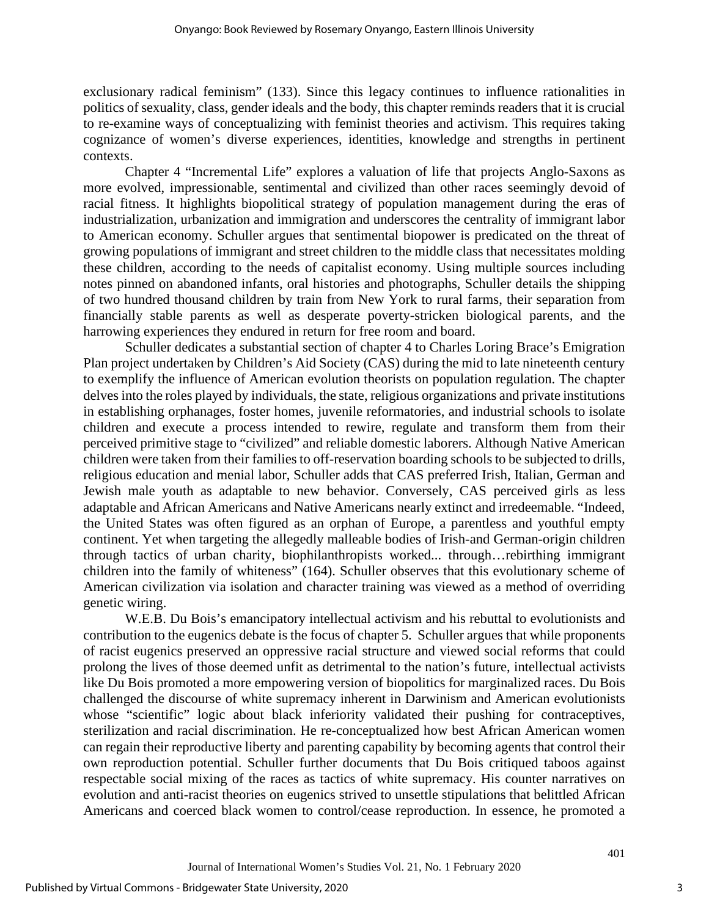exclusionary radical feminism" (133). Since this legacy continues to influence rationalities in politics of sexuality, class, gender ideals and the body, this chapter reminds readers that it is crucial to re-examine ways of conceptualizing with feminist theories and activism. This requires taking cognizance of women's diverse experiences, identities, knowledge and strengths in pertinent contexts.

Chapter 4 "Incremental Life" explores a valuation of life that projects Anglo-Saxons as more evolved, impressionable, sentimental and civilized than other races seemingly devoid of racial fitness. It highlights biopolitical strategy of population management during the eras of industrialization, urbanization and immigration and underscores the centrality of immigrant labor to American economy. Schuller argues that sentimental biopower is predicated on the threat of growing populations of immigrant and street children to the middle class that necessitates molding these children, according to the needs of capitalist economy. Using multiple sources including notes pinned on abandoned infants, oral histories and photographs, Schuller details the shipping of two hundred thousand children by train from New York to rural farms, their separation from financially stable parents as well as desperate poverty-stricken biological parents, and the harrowing experiences they endured in return for free room and board.

Schuller dedicates a substantial section of chapter 4 to Charles Loring Brace's Emigration Plan project undertaken by Children's Aid Society (CAS) during the mid to late nineteenth century to exemplify the influence of American evolution theorists on population regulation. The chapter delves into the roles played by individuals, the state, religious organizations and private institutions in establishing orphanages, foster homes, juvenile reformatories, and industrial schools to isolate children and execute a process intended to rewire, regulate and transform them from their perceived primitive stage to "civilized" and reliable domestic laborers. Although Native American children were taken from their families to off-reservation boarding schools to be subjected to drills, religious education and menial labor, Schuller adds that CAS preferred Irish, Italian, German and Jewish male youth as adaptable to new behavior. Conversely, CAS perceived girls as less adaptable and African Americans and Native Americans nearly extinct and irredeemable. "Indeed, the United States was often figured as an orphan of Europe, a parentless and youthful empty continent. Yet when targeting the allegedly malleable bodies of Irish-and German-origin children through tactics of urban charity, biophilanthropists worked... through…rebirthing immigrant children into the family of whiteness" (164). Schuller observes that this evolutionary scheme of American civilization via isolation and character training was viewed as a method of overriding genetic wiring.

W.E.B. Du Bois's emancipatory intellectual activism and his rebuttal to evolutionists and contribution to the eugenics debate is the focus of chapter 5. Schuller argues that while proponents of racist eugenics preserved an oppressive racial structure and viewed social reforms that could prolong the lives of those deemed unfit as detrimental to the nation's future, intellectual activists like Du Bois promoted a more empowering version of biopolitics for marginalized races. Du Bois challenged the discourse of white supremacy inherent in Darwinism and American evolutionists whose "scientific" logic about black inferiority validated their pushing for contraceptives, sterilization and racial discrimination. He re-conceptualized how best African American women can regain their reproductive liberty and parenting capability by becoming agents that control their own reproduction potential. Schuller further documents that Du Bois critiqued taboos against respectable social mixing of the races as tactics of white supremacy. His counter narratives on evolution and anti-racist theories on eugenics strived to unsettle stipulations that belittled African Americans and coerced black women to control/cease reproduction. In essence, he promoted a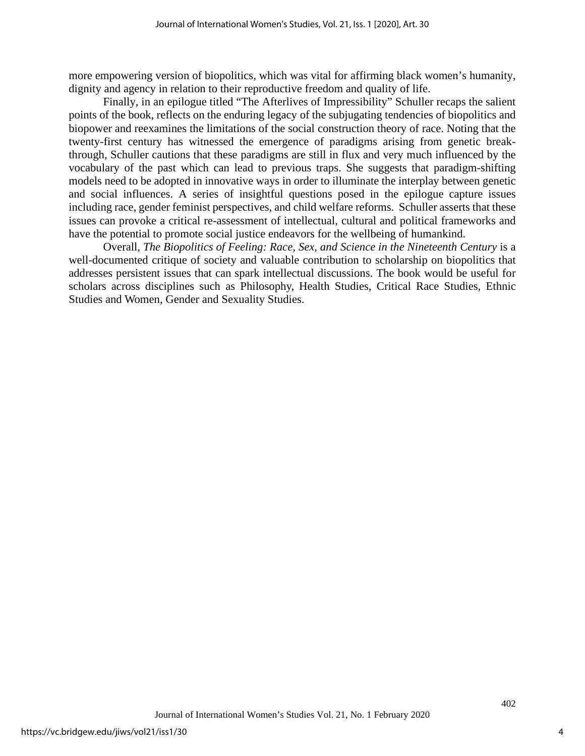more empowering version of biopolitics, which was vital for affirming black women's humanity, dignity and agency in relation to their reproductive freedom and quality of life.

Finally, in an epilogue titled "The Afterlives of Impressibility" Schuller recaps the salient points of the book, reflects on the enduring legacy of the subjugating tendencies of biopolitics and biopower and reexamines the limitations of the social construction theory of race. Noting that the twenty-first century has witnessed the emergence of paradigms arising from genetic breakthrough, Schuller cautions that these paradigms are still in flux and very much influenced by the vocabulary of the past which can lead to previous traps. She suggests that paradigm-shifting models need to be adopted in innovative ways in order to illuminate the interplay between genetic and social influences. A series of insightful questions posed in the epilogue capture issues including race, gender feminist perspectives, and child welfare reforms. Schuller asserts that these issues can provoke a critical re-assessment of intellectual, cultural and political frameworks and have the potential to promote social justice endeavors for the wellbeing of humankind.

Overall, *The Biopolitics of Feeling: Race, Sex, and Science in the Nineteenth Century* is a well-documented critique of society and valuable contribution to scholarship on biopolitics that addresses persistent issues that can spark intellectual discussions. The book would be useful for scholars across disciplines such as Philosophy, Health Studies, Critical Race Studies, Ethnic Studies and Women, Gender and Sexuality Studies.